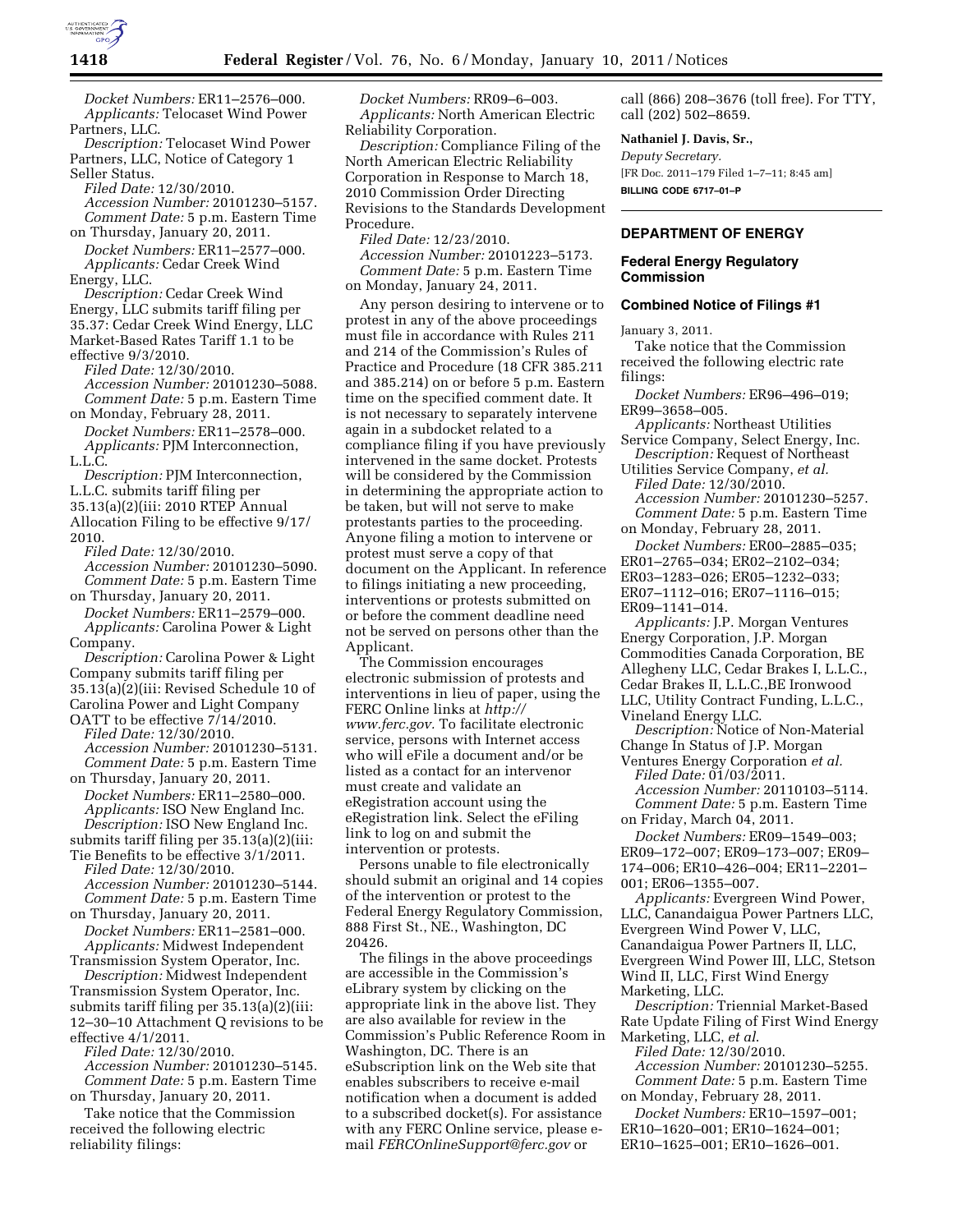*Docket Numbers:* ER11–2576–000.
*Applicants:* Telocaset Wind Power Partners, LLC.
*Description:* Telocaset Wind Power Partners, LLC, Notice of Category 1 Seller Status.
*Filed Date:* 12/30/2010.
*Accession Number:* 20101230–5157.
*Comment Date:* 5 p.m. Eastern Time on Thursday, January 20, 2011.

*Docket Numbers:* ER11–2577–000.
*Applicants:* Cedar Creek Wind Energy, LLC.
*Description:* Cedar Creek Wind Energy, LLC submits tariff filing per 35.37: Cedar Creek Wind Energy, LLC Market-Based Rates Tariff 1.1 to be effective 9/3/2010.
*Filed Date:* 12/30/2010.
*Accession Number:* 20101230–5088.
*Comment Date:* 5 p.m. Eastern Time on Monday, February 28, 2011.

*Docket Numbers:* ER11–2578–000.
*Applicants:* PJM Interconnection, L.L.C.
*Description:* PJM Interconnection, L.L.C. submits tariff filing per 35.13(a)(2)(iii: 2010 RTEP Annual Allocation Filing to be effective 9/17/2010.
*Filed Date:* 12/30/2010.
*Accession Number:* 20101230–5090.
*Comment Date:* 5 p.m. Eastern Time on Thursday, January 20, 2011.

*Docket Numbers:* ER11–2579–000.
*Applicants:* Carolina Power & Light Company.
*Description:* Carolina Power & Light Company submits tariff filing per 35.13(a)(2)(iii: Revised Schedule 10 of Carolina Power and Light Company OATT to be effective 7/14/2010.
*Filed Date:* 12/30/2010.
*Accession Number:* 20101230–5131.
*Comment Date:* 5 p.m. Eastern Time on Thursday, January 20, 2011.

*Docket Numbers:* ER11–2580–000.
*Applicants:* ISO New England Inc.
*Description:* ISO New England Inc. submits tariff filing per 35.13(a)(2)(iii: Tie Benefits to be effective 3/1/2011.
*Filed Date:* 12/30/2010.
*Accession Number:* 20101230–5144.
*Comment Date:* 5 p.m. Eastern Time on Thursday, January 20, 2011.

*Docket Numbers:* ER11–2581–000.
*Applicants:* Midwest Independent Transmission System Operator, Inc.
*Description:* Midwest Independent Transmission System Operator, Inc. submits tariff filing per 35.13(a)(2)(iii: 12–30–10 Attachment Q revisions to be effective 4/1/2011.
*Filed Date:* 12/30/2010.
*Accession Number:* 20101230–5145.
*Comment Date:* 5 p.m. Eastern Time on Thursday, January 20, 2011.

Take notice that the Commission received the following electric reliability filings:

*Docket Numbers:* RR09–6–003.
*Applicants:* North American Electric Reliability Corporation.
*Description:* Compliance Filing of the North American Electric Reliability Corporation in Response to March 18, 2010 Commission Order Directing Revisions to the Standards Development Procedure.
*Filed Date:* 12/23/2010.
*Accession Number:* 20101223–5173.
*Comment Date:* 5 p.m. Eastern Time on Monday, January 24, 2011.

Any person desiring to intervene or to protest in any of the above proceedings must file in accordance with Rules 211 and 214 of the Commission's Rules of Practice and Procedure (18 CFR 385.211 and 385.214) on or before 5 p.m. Eastern time on the specified comment date. It is not necessary to separately intervene again in a subdocket related to a compliance filing if you have previously intervened in the same docket. Protests will be considered by the Commission in determining the appropriate action to be taken, but will not serve to make protestants parties to the proceeding. Anyone filing a motion to intervene or protest must serve a copy of that document on the Applicant. In reference to filings initiating a new proceeding, interventions or protests submitted on or before the comment deadline need not be served on persons other than the Applicant.

The Commission encourages electronic submission of protests and interventions in lieu of paper, using the FERC Online links at *http://www.ferc.gov.* To facilitate electronic service, persons with Internet access who will eFile a document and/or be listed as a contact for an intervenor must create and validate an eRegistration account using the eRegistration link. Select the eFiling link to log on and submit the intervention or protests.

Persons unable to file electronically should submit an original and 14 copies of the intervention or protest to the Federal Energy Regulatory Commission, 888 First St., NE., Washington, DC 20426.

The filings in the above proceedings are accessible in the Commission's eLibrary system by clicking on the appropriate link in the above list. They are also available for review in the Commission's Public Reference Room in Washington, DC. There is an eSubscription link on the Web site that enables subscribers to receive e-mail notification when a document is added to a subscribed docket(s). For assistance with any FERC Online service, please e-mail *FERCOnlineSupport@ferc.gov* or call (866) 208–3676 (toll free). For TTY, call (202) 502–8659.

**Nathaniel J. Davis, Sr.,**
*Deputy Secretary.*
[FR Doc. 2011–179 Filed 1–7–11; 8:45 am]
**BILLING CODE 6717–01–P**

## DEPARTMENT OF ENERGY

### Federal Energy Regulatory Commission

### Combined Notice of Filings #1

January 3, 2011.

Take notice that the Commission received the following electric rate filings:

*Docket Numbers:* ER96–496–019; ER99–3658–005.
*Applicants:* Northeast Utilities Service Company, Select Energy, Inc.
*Description:* Request of Northeast Utilities Service Company, *et al.*
*Filed Date:* 12/30/2010.
*Accession Number:* 20101230–5257.
*Comment Date:* 5 p.m. Eastern Time on Monday, February 28, 2011.

*Docket Numbers:* ER00–2885–035; ER01–2765–034; ER02–2102–034; ER03–1283–026; ER05–1232–033; ER07–1112–016; ER07–1116–015; ER09–1141–014.
*Applicants:* J.P. Morgan Ventures Energy Corporation, J.P. Morgan Commodities Canada Corporation, BE Allegheny LLC, Cedar Brakes I, L.L.C., Cedar Brakes II, L.L.C.,BE Ironwood LLC, Utility Contract Funding, L.L.C., Vineland Energy LLC.
*Description:* Notice of Non-Material Change In Status of J.P. Morgan Ventures Energy Corporation *et al.*
*Filed Date:* 01/03/2011.
*Accession Number:* 20110103–5114.
*Comment Date:* 5 p.m. Eastern Time on Friday, March 04, 2011.

*Docket Numbers:* ER09–1549–003; ER09–172–007; ER09–173–007; ER09–174–006; ER10–426–004; ER11–2201–001; ER06–1355–007.
*Applicants:* Evergreen Wind Power, LLC, Canandaigua Power Partners LLC, Evergreen Wind Power V, LLC, Canandaigua Power Partners II, LLC, Evergreen Wind Power III, LLC, Stetson Wind II, LLC, First Wind Energy Marketing, LLC.
*Description:* Triennial Market-Based Rate Update Filing of First Wind Energy Marketing, LLC, *et al.*
*Filed Date:* 12/30/2010.
*Accession Number:* 20101230–5255.
*Comment Date:* 5 p.m. Eastern Time on Monday, February 28, 2011.

*Docket Numbers:* ER10–1597–001; ER10–1620–001; ER10–1624–001; ER10–1625–001; ER10–1626–001.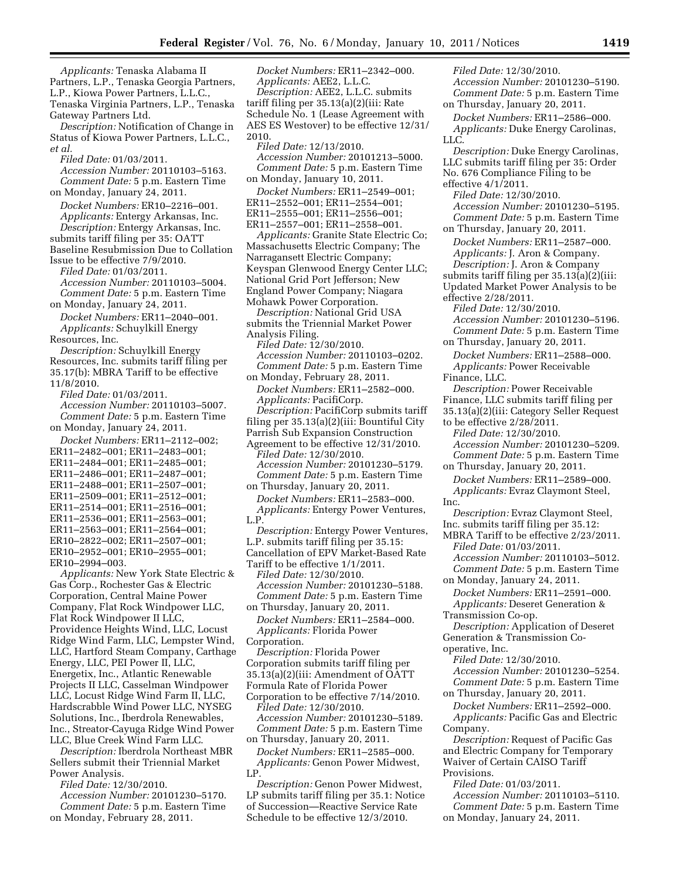*Applicants:* Tenaska Alabama II Partners, L.P., Tenaska Georgia Partners, L.P., Kiowa Power Partners, L.L.C., Tenaska Virginia Partners, L.P., Tenaska Gateway Partners Ltd.

*Description:* Notification of Change in Status of Kiowa Power Partners, L.L.C., *et al.*

*Filed Date:* 01/03/2011.

*Accession Number:* 20110103–5163.

*Comment Date:* 5 p.m. Eastern Time on Monday, January 24, 2011.

*Docket Numbers:* ER10–2216–001.

*Applicants:* Entergy Arkansas, Inc.

*Description:* Entergy Arkansas, Inc. submits tariff filing per 35: OATT Baseline Resubmission Due to Collation Issue to be effective 7/9/2010.

*Filed Date:* 01/03/2011.

*Accession Number:* 20110103–5004.

*Comment Date:* 5 p.m. Eastern Time on Monday, January 24, 2011.

*Docket Numbers:* ER11–2040–001.

*Applicants:* Schuylkill Energy Resources, Inc.

*Description:* Schuylkill Energy Resources, Inc. submits tariff filing per 35.17(b): MBRA Tariff to be effective 11/8/2010.

*Filed Date:* 01/03/2011.

*Accession Number:* 20110103–5007.

*Comment Date:* 5 p.m. Eastern Time on Monday, January 24, 2011.

*Docket Numbers:* ER11–2112–002; ER11–2482–001; ER11–2483–001; ER11–2484–001; ER11–2485–001; ER11–2486–001; ER11–2487–001; ER11–2488–001; ER11–2507–001; ER11–2509–001; ER11–2512–001; ER11–2514–001; ER11–2516–001; ER11–2536–001; ER11–2563–001; ER11–2563–001; ER11–2564–001; ER10–2822–002; ER11–2507–001; ER10–2952–001; ER10–2955–001; ER10–2994–003.

*Applicants:* New York State Electric & Gas Corp., Rochester Gas & Electric Corporation, Central Maine Power Company, Flat Rock Windpower LLC, Flat Rock Windpower II LLC, Providence Heights Wind, LLC, Locust Ridge Wind Farm, LLC, Lempster Wind, LLC, Hartford Steam Company, Carthage Energy, LLC, PEI Power II, LLC, Energetix, Inc., Atlantic Renewable Projects II LLC, Casselman Windpower LLC, Locust Ridge Wind Farm II, LLC, Hardscrabble Wind Power LLC, NYSEG Solutions, Inc., Iberdrola Renewables, Inc., Streator-Cayuga Ridge Wind Power LLC, Blue Creek Wind Farm LLC.

*Description:* Iberdrola Northeast MBR Sellers submit their Triennial Market Power Analysis.

*Filed Date:* 12/30/2010.

*Accession Number:* 20101230–5170.

*Comment Date:* 5 p.m. Eastern Time on Monday, February 28, 2011.

*Docket Numbers:* ER11–2342–000.

*Applicants:* AEE2, L.L.C.

*Description:* AEE2, L.L.C. submits tariff filing per 35.13(a)(2)(iii: Rate Schedule No. 1 (Lease Agreement with AES ES Westover) to be effective 12/31/2010.

*Filed Date:* 12/13/2010.

*Accession Number:* 20101213–5000.

*Comment Date:* 5 p.m. Eastern Time on Monday, January 10, 2011.

*Docket Numbers:* ER11–2549–001; ER11–2552–001; ER11–2554–001; ER11–2555–001; ER11–2556–001; ER11–2557–001; ER11–2558–001.

*Applicants:* Granite State Electric Co; Massachusetts Electric Company; The Narragansett Electric Company; Keyspan Glenwood Energy Center LLC; National Grid Port Jefferson; New England Power Company; Niagara Mohawk Power Corporation.

*Description:* National Grid USA submits the Triennial Market Power Analysis Filing.

*Filed Date:* 12/30/2010.

*Accession Number:* 20110103–0202.

*Comment Date:* 5 p.m. Eastern Time on Monday, February 28, 2011.

*Docket Numbers:* ER11–2582–000.

*Applicants:* PacifiCorp.

*Description:* PacifiCorp submits tariff filing per 35.13(a)(2)(iii: Bountiful City Parrish Sub Expansion Construction Agreement to be effective 12/31/2010.

*Filed Date:* 12/30/2010.

*Accession Number:* 20101230–5179.

*Comment Date:* 5 p.m. Eastern Time on Thursday, January 20, 2011.

*Docket Numbers:* ER11–2583–000.

*Applicants:* Entergy Power Ventures, L.P.

*Description:* Entergy Power Ventures, L.P. submits tariff filing per 35.15: Cancellation of EPV Market-Based Rate Tariff to be effective 1/1/2011.

*Filed Date:* 12/30/2010.

*Accession Number:* 20101230–5188.

*Comment Date:* 5 p.m. Eastern Time on Thursday, January 20, 2011.

*Docket Numbers:* ER11–2584–000.

*Applicants:* Florida Power Corporation.

*Description:* Florida Power Corporation submits tariff filing per 35.13(a)(2)(iii: Amendment of OATT Formula Rate of Florida Power Corporation to be effective 7/14/2010.

*Filed Date:* 12/30/2010.

*Accession Number:* 20101230–5189.

*Comment Date:* 5 p.m. Eastern Time on Thursday, January 20, 2011.

*Docket Numbers:* ER11–2585–000.

*Applicants:* Genon Power Midwest, LP.

*Description:* Genon Power Midwest, LP submits tariff filing per 35.1: Notice of Succession—Reactive Service Rate Schedule to be effective 12/3/2010.

*Filed Date:* 12/30/2010.

*Accession Number:* 20101230–5190.

*Comment Date:* 5 p.m. Eastern Time on Thursday, January 20, 2011.

*Docket Numbers:* ER11–2586–000.

*Applicants:* Duke Energy Carolinas, LLC.

*Description:* Duke Energy Carolinas, LLC submits tariff filing per 35: Order No. 676 Compliance Filing to be effective 4/1/2011.

*Filed Date:* 12/30/2010.

*Accession Number:* 20101230–5195.

*Comment Date:* 5 p.m. Eastern Time on Thursday, January 20, 2011.

*Docket Numbers:* ER11–2587–000.

*Applicants:* J. Aron & Company.

*Description:* J. Aron & Company submits tariff filing per 35.13(a)(2)(iii: Updated Market Power Analysis to be effective 2/28/2011.

*Filed Date:* 12/30/2010.

*Accession Number:* 20101230–5196.

*Comment Date:* 5 p.m. Eastern Time on Thursday, January 20, 2011.

*Docket Numbers:* ER11–2588–000.

*Applicants:* Power Receivable Finance, LLC.

*Description:* Power Receivable Finance, LLC submits tariff filing per 35.13(a)(2)(iii: Category Seller Request to be effective 2/28/2011.

*Filed Date:* 12/30/2010.

*Accession Number:* 20101230–5209.

*Comment Date:* 5 p.m. Eastern Time on Thursday, January 20, 2011.

*Docket Numbers:* ER11–2589–000.

*Applicants:* Evraz Claymont Steel, Inc.

*Description:* Evraz Claymont Steel, Inc. submits tariff filing per 35.12: MBRA Tariff to be effective 2/23/2011.

*Filed Date:* 01/03/2011.

*Accession Number:* 20110103–5012.

*Comment Date:* 5 p.m. Eastern Time on Monday, January 24, 2011.

*Docket Numbers:* ER11–2591–000.

*Applicants:* Deseret Generation & Transmission Co-op.

*Description:* Application of Deseret Generation & Transmission Co-operative, Inc.

*Filed Date:* 12/30/2010.

*Accession Number:* 20101230–5254.

*Comment Date:* 5 p.m. Eastern Time on Thursday, January 20, 2011.

*Docket Numbers:* ER11–2592–000.

*Applicants:* Pacific Gas and Electric Company.

*Description:* Request of Pacific Gas and Electric Company for Temporary Waiver of Certain CAISO Tariff Provisions.

*Filed Date:* 01/03/2011.

*Accession Number:* 20110103–5110.

*Comment Date:* 5 p.m. Eastern Time on Monday, January 24, 2011.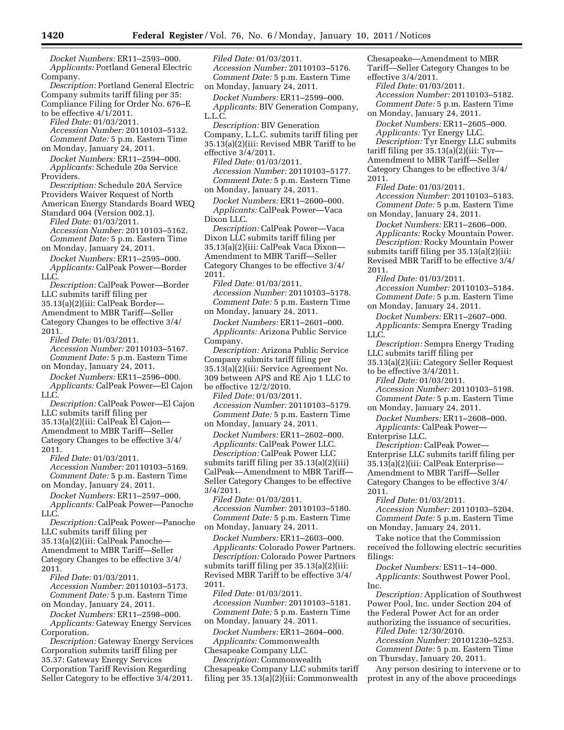*Docket Numbers:* ER11–2593–000.
*Applicants:* Portland General Electric Company.
*Description:* Portland General Electric Company submits tariff filing per 35: Compliance Filing for Order No. 676–E to be effective 4/1/2011.
*Filed Date:* 01/03/2011.
*Accession Number:* 20110103–5132.
*Comment Date:* 5 p.m. Eastern Time on Monday, January 24, 2011.

*Docket Numbers:* ER11–2594–000.
*Applicants:* Schedule 20a Service Providers.
*Description:* Schedule 20A Service Providers Waiver Request of North American Energy Standards Board WEQ Standard 004 (Version 002.1).
*Filed Date:* 01/03/2011.
*Accession Number:* 20110103–5162.
*Comment Date:* 5 p.m. Eastern Time on Monday, January 24, 2011.

*Docket Numbers:* ER11–2595–000.
*Applicants:* CalPeak Power—Border LLC.
*Description:* CalPeak Power—Border LLC submits tariff filing per 35.13(a)(2)(iii: CalPeak Border—Amendment to MBR Tariff—Seller Category Changes to be effective 3/4/2011.
*Filed Date:* 01/03/2011.
*Accession Number:* 20110103–5167.
*Comment Date:* 5 p.m. Eastern Time on Monday, January 24, 2011.

*Docket Numbers:* ER11–2596–000.
*Applicants:* CalPeak Power—El Cajon LLC.
*Description:* CalPeak Power—El Cajon LLC submits tariff filing per 35.13(a)(2)(iii: CalPeak El Cajon—Amendment to MBR Tariff—Seller Category Changes to be effective 3/4/2011.
*Filed Date:* 01/03/2011.
*Accession Number:* 20110103–5169.
*Comment Date:* 5 p.m. Eastern Time on Monday, January 24, 2011.

*Docket Numbers:* ER11–2597–000.
*Applicants:* CalPeak Power—Panoche LLC.
*Description:* CalPeak Power—Panoche LLC submits tariff filing per 35.13(a)(2)(iii: CalPeak Panoche—Amendment to MBR Tariff—Seller Category Changes to be effective 3/4/2011.
*Filed Date:* 01/03/2011.
*Accession Number:* 20110103–5173.
*Comment Date:* 5 p.m. Eastern Time on Monday, January 24, 2011.

*Docket Numbers:* ER11–2598–000.
*Applicants:* Gateway Energy Services Corporation.
*Description:* Gateway Energy Services Corporation submits tariff filing per 35.37: Gateway Energy Services Corporation Tariff Revision Regarding Seller Category to be effective 3/4/2011.
*Filed Date:* 01/03/2011.
*Accession Number:* 20110103–5176.
*Comment Date:* 5 p.m. Eastern Time on Monday, January 24, 2011.

*Docket Numbers:* ER11–2599–000.
*Applicants:* BIV Generation Company, L.L.C.
*Description:* BIV Generation Company, L.L.C. submits tariff filing per 35.13(a)(2)(iii: Revised MBR Tariff to be effective 3/4/2011.
*Filed Date:* 01/03/2011.
*Accession Number:* 20110103–5177.
*Comment Date:* 5 p.m. Eastern Time on Monday, January 24, 2011.

*Docket Numbers:* ER11–2600–000.
*Applicants:* CalPeak Power—Vaca Dixon LLC.
*Description:* CalPeak Power—Vaca Dixon LLC submits tariff filing per 35.13(a)(2)(iii: CalPeak Vaca Dixon—Amendment to MBR Tariff—Seller Category Changes to be effective 3/4/2011.
*Filed Date:* 01/03/2011.
*Accession Number:* 20110103–5178.
*Comment Date:* 5 p.m. Eastern Time on Monday, January 24, 2011.

*Docket Numbers:* ER11–2601–000.
*Applicants:* Arizona Public Service Company.
*Description:* Arizona Public Service Company submits tariff filing per 35.13(a)(2)(iii: Service Agreement No. 309 between APS and RE Ajo 1 LLC to be effective 12/2/2010.
*Filed Date:* 01/03/2011.
*Accession Number:* 20110103–5179.
*Comment Date:* 5 p.m. Eastern Time on Monday, January 24, 2011.

*Docket Numbers:* ER11–2602–000.
*Applicants:* CalPeak Power LLC.
*Description:* CalPeak Power LLC submits tariff filing per 35.13(a)(2)(iii) CalPeak—Amendment to MBR Tariff—Seller Category Changes to be effective 3/4/2011.
*Filed Date:* 01/03/2011.
*Accession Number:* 20110103–5180.
*Comment Date:* 5 p.m. Eastern Time on Monday, January 24, 2011.

*Docket Numbers:* ER11–2603–000.
*Applicants:* Colorado Power Partners.
*Description:* Colorado Power Partners submits tariff filing per 35.13(a)(2)(iii: Revised MBR Tariff to be effective 3/4/2011.
*Filed Date:* 01/03/2011.
*Accession Number:* 20110103–5181.
*Comment Date:* 5 p.m. Eastern Time on Monday, January 24, 2011.

*Docket Numbers:* ER11–2604–000.
*Applicants:* Commonwealth Chesapeake Company LLC.
*Description:* Commonwealth Chesapeake Company LLC submits tariff filing per 35.13(a)(2)(iii: Commonwealth Chesapeake—Amendment to MBR Tariff—Seller Category Changes to be effective 3/4/2011.
*Filed Date:* 01/03/2011.
*Accession Number:* 20110103–5182.
*Comment Date:* 5 p.m. Eastern Time on Monday, January 24, 2011.

*Docket Numbers:* ER11–2605–000.
*Applicants:* Tyr Energy LLC.
*Description:* Tyr Energy LLC submits tariff filing per 35.13(a)(2)(iii: Tyr—Amendment to MBR Tariff—Seller Category Changes to be effective 3/4/2011.
*Filed Date:* 01/03/2011.
*Accession Number:* 20110103–5183.
*Comment Date:* 5 p.m. Eastern Time on Monday, January 24, 2011.

*Docket Numbers:* ER11–2606–000.
*Applicants:* Rocky Mountain Power.
*Description:* Rocky Mountain Power submits tariff filing per 35.13(a)(2)(iii: Revised MBR Tariff to be effective 3/4/2011.
*Filed Date:* 01/03/2011.
*Accession Number:* 20110103–5184.
*Comment Date:* 5 p.m. Eastern Time on Monday, January 24, 2011.

*Docket Numbers:* ER11–2607–000.
*Applicants:* Sempra Energy Trading LLC.
*Description:* Sempra Energy Trading LLC submits tariff filing per 35.13(a)(2)(iii: Category Seller Request to be effective 3/4/2011.
*Filed Date:* 01/03/2011.
*Accession Number:* 20110103–5198.
*Comment Date:* 5 p.m. Eastern Time on Monday, January 24, 2011.

*Docket Numbers:* ER11–2608–000.
*Applicants:* CalPeak Power—Enterprise LLC.
*Description:* CalPeak Power—Enterprise LLC submits tariff filing per 35.13(a)(2)(iii: CalPeak Enterprise—Amendment to MBR Tariff—Seller Category Changes to be effective 3/4/2011.
*Filed Date:* 01/03/2011.
*Accession Number:* 20110103–5204.
*Comment Date:* 5 p.m. Eastern Time on Monday, January 24, 2011.

Take notice that the Commission received the following electric securities filings:

*Docket Numbers:* ES11–14–000.
*Applicants:* Southwest Power Pool, Inc.
*Description:* Application of Southwest Power Pool, Inc. under Section 204 of the Federal Power Act for an order authorizing the issuance of securities.
*Filed Date:* 12/30/2010.
*Accession Number:* 20101230–5253.
*Comment Date:* 5 p.m. Eastern Time on Thursday, January 20, 2011.

Any person desiring to intervene or to protest in any of the above proceedings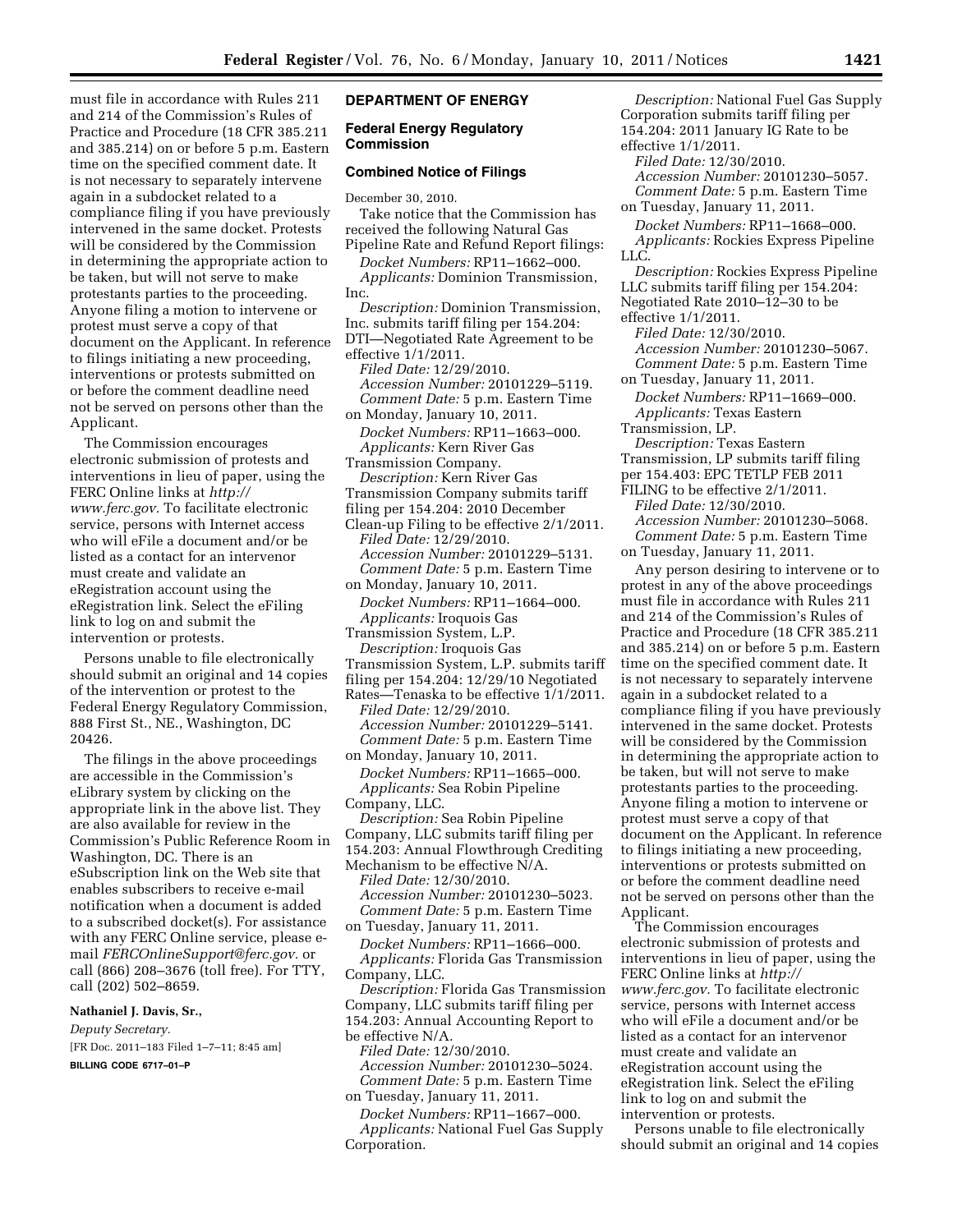must file in accordance with Rules 211 and 214 of the Commission's Rules of Practice and Procedure (18 CFR 385.211 and 385.214) on or before 5 p.m. Eastern time on the specified comment date. It is not necessary to separately intervene again in a subdocket related to a compliance filing if you have previously intervened in the same docket. Protests will be considered by the Commission in determining the appropriate action to be taken, but will not serve to make protestants parties to the proceeding. Anyone filing a motion to intervene or protest must serve a copy of that document on the Applicant. In reference to filings initiating a new proceeding, interventions or protests submitted on or before the comment deadline need not be served on persons other than the Applicant.

The Commission encourages electronic submission of protests and interventions in lieu of paper, using the FERC Online links at *http://www.ferc.gov.* To facilitate electronic service, persons with Internet access who will eFile a document and/or be listed as a contact for an intervenor must create and validate an eRegistration account using the eRegistration link. Select the eFiling link to log on and submit the intervention or protests.

Persons unable to file electronically should submit an original and 14 copies of the intervention or protest to the Federal Energy Regulatory Commission, 888 First St., NE., Washington, DC 20426.

The filings in the above proceedings are accessible in the Commission's eLibrary system by clicking on the appropriate link in the above list. They are also available for review in the Commission's Public Reference Room in Washington, DC. There is an eSubscription link on the Web site that enables subscribers to receive e-mail notification when a document is added to a subscribed docket(s). For assistance with any FERC Online service, please e-mail *FERCOnlineSupport@ferc.gov.* or call (866) 208–3676 (toll free). For TTY, call (202) 502–8659.

**Nathaniel J. Davis, Sr.,**

*Deputy Secretary.*

[FR Doc. 2011–183 Filed 1–7–11; 8:45 am]

**BILLING CODE 6717–01–P**

## DEPARTMENT OF ENERGY

### Federal Energy Regulatory Commission

### Combined Notice of Filings

December 30, 2010.

Take notice that the Commission has received the following Natural Gas Pipeline Rate and Refund Report filings:

*Docket Numbers:* RP11–1662–000.
*Applicants:* Dominion Transmission, Inc.
*Description:* Dominion Transmission, Inc. submits tariff filing per 154.204: DTI—Negotiated Rate Agreement to be effective 1/1/2011.
*Filed Date:* 12/29/2010.
*Accession Number:* 20101229–5119.
*Comment Date:* 5 p.m. Eastern Time on Monday, January 10, 2011.

*Docket Numbers:* RP11–1663–000.
*Applicants:* Kern River Gas Transmission Company.
*Description:* Kern River Gas Transmission Company submits tariff filing per 154.204: 2010 December Clean-up Filing to be effective 2/1/2011.
*Filed Date:* 12/29/2010.
*Accession Number:* 20101229–5131.
*Comment Date:* 5 p.m. Eastern Time on Monday, January 10, 2011.

*Docket Numbers:* RP11–1664–000.
*Applicants:* Iroquois Gas Transmission System, L.P.
*Description:* Iroquois Gas Transmission System, L.P. submits tariff filing per 154.204: 12/29/10 Negotiated Rates—Tenaska to be effective 1/1/2011.
*Filed Date:* 12/29/2010.
*Accession Number:* 20101229–5141.
*Comment Date:* 5 p.m. Eastern Time on Monday, January 10, 2011.

*Docket Numbers:* RP11–1665–000.
*Applicants:* Sea Robin Pipeline Company, LLC.
*Description:* Sea Robin Pipeline Company, LLC submits tariff filing per 154.203: Annual Flowthrough Crediting Mechanism to be effective N/A.
*Filed Date:* 12/30/2010.
*Accession Number:* 20101230–5023.
*Comment Date:* 5 p.m. Eastern Time on Tuesday, January 11, 2011.

*Docket Numbers:* RP11–1666–000.
*Applicants:* Florida Gas Transmission Company, LLC.
*Description:* Florida Gas Transmission Company, LLC submits tariff filing per 154.203: Annual Accounting Report to be effective N/A.
*Filed Date:* 12/30/2010.
*Accession Number:* 20101230–5024.
*Comment Date:* 5 p.m. Eastern Time on Tuesday, January 11, 2011.

*Docket Numbers:* RP11–1667–000.
*Applicants:* National Fuel Gas Supply Corporation.
*Description:* National Fuel Gas Supply Corporation submits tariff filing per 154.204: 2011 January IG Rate to be effective 1/1/2011.
*Filed Date:* 12/30/2010.
*Accession Number:* 20101230–5057.
*Comment Date:* 5 p.m. Eastern Time on Tuesday, January 11, 2011.

*Docket Numbers:* RP11–1668–000.
*Applicants:* Rockies Express Pipeline LLC.
*Description:* Rockies Express Pipeline LLC submits tariff filing per 154.204: Negotiated Rate 2010–12–30 to be effective 1/1/2011.
*Filed Date:* 12/30/2010.
*Accession Number:* 20101230–5067.
*Comment Date:* 5 p.m. Eastern Time on Tuesday, January 11, 2011.

*Docket Numbers:* RP11–1669–000.
*Applicants:* Texas Eastern Transmission, LP.
*Description:* Texas Eastern Transmission, LP submits tariff filing per 154.403: EPC TETLP FEB 2011 FILING to be effective 2/1/2011.
*Filed Date:* 12/30/2010.
*Accession Number:* 20101230–5068.
*Comment Date:* 5 p.m. Eastern Time on Tuesday, January 11, 2011.

Any person desiring to intervene or to protest in any of the above proceedings must file in accordance with Rules 211 and 214 of the Commission's Rules of Practice and Procedure (18 CFR 385.211 and 385.214) on or before 5 p.m. Eastern time on the specified comment date. It is not necessary to separately intervene again in a subdocket related to a compliance filing if you have previously intervened in the same docket. Protests will be considered by the Commission in determining the appropriate action to be taken, but will not serve to make protestants parties to the proceeding. Anyone filing a motion to intervene or protest must serve a copy of that document on the Applicant. In reference to filings initiating a new proceeding, interventions or protests submitted on or before the comment deadline need not be served on persons other than the Applicant.

The Commission encourages electronic submission of protests and interventions in lieu of paper, using the FERC Online links at *http://www.ferc.gov.* To facilitate electronic service, persons with Internet access who will eFile a document and/or be listed as a contact for an intervenor must create and validate an eRegistration account using the eRegistration link. Select the eFiling link to log on and submit the intervention or protests.

Persons unable to file electronically should submit an original and 14 copies